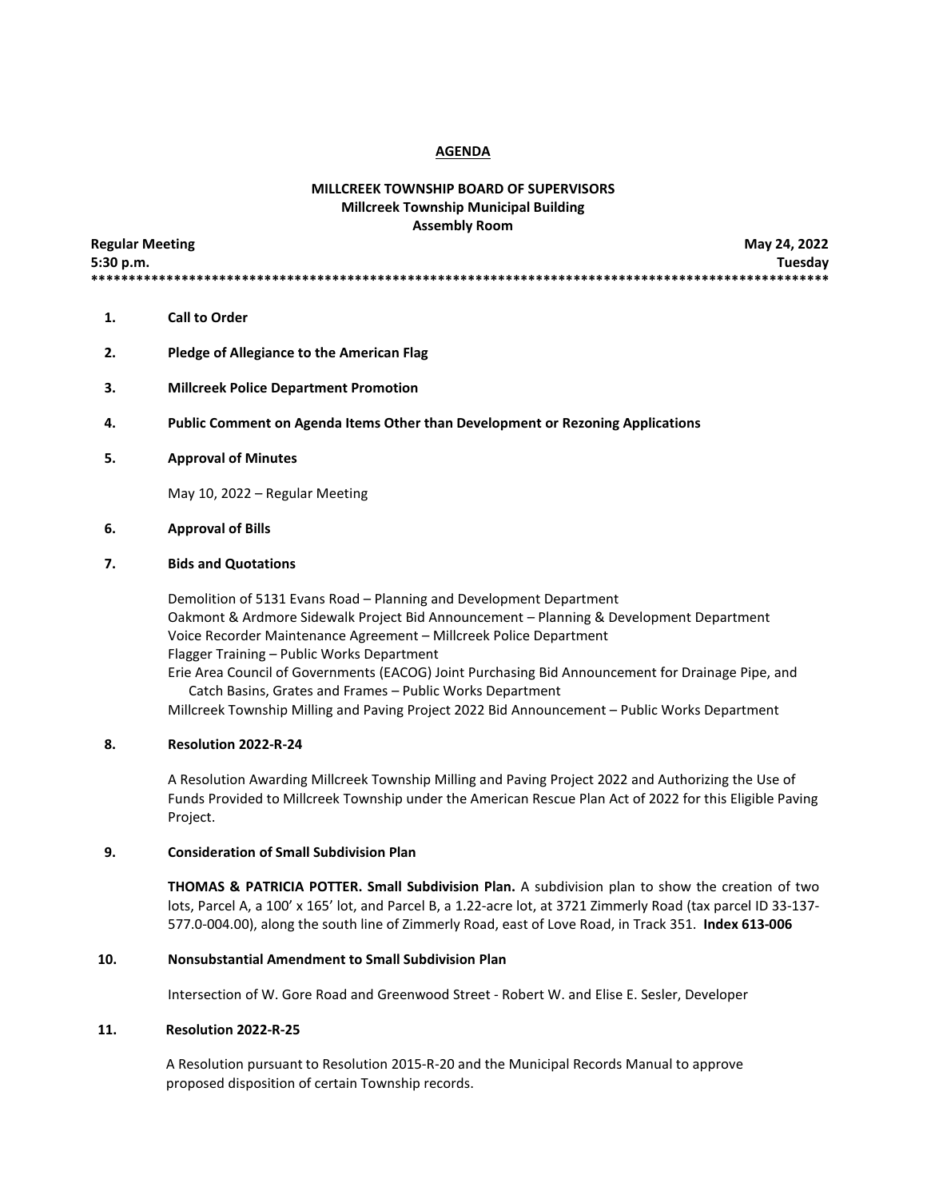# AGENDA

## MILLCREEK TOWNSHIP BOARD OF SUPERVISORS
**Millcreek Township Municipal Building**
**Assembly Room**

**Regular Meeting** — **May 24, 2022**
**5:30 p.m.** — **Tuesday**

****************************************************************************************************

1. **Call to Order**

2. **Pledge of Allegiance to the American Flag**

3. **Millcreek Police Department Promotion**

4. **Public Comment on Agenda Items Other than Development or Rezoning Applications**

5. **Approval of Minutes**

   May 10, 2022 – Regular Meeting

6. **Approval of Bills**

7. **Bids and Quotations**

   Demolition of 5131 Evans Road – Planning and Development Department
   Oakmont & Ardmore Sidewalk Project Bid Announcement – Planning & Development Department
   Voice Recorder Maintenance Agreement – Millcreek Police Department
   Flagger Training – Public Works Department
   Erie Area Council of Governments (EACOG) Joint Purchasing Bid Announcement for Drainage Pipe, and Catch Basins, Grates and Frames – Public Works Department
   Millcreek Township Milling and Paving Project 2022 Bid Announcement – Public Works Department

8. **Resolution 2022-R-24**

   A Resolution Awarding Millcreek Township Milling and Paving Project 2022 and Authorizing the Use of Funds Provided to Millcreek Township under the American Rescue Plan Act of 2022 for this Eligible Paving Project.

9. **Consideration of Small Subdivision Plan**

   **THOMAS & PATRICIA POTTER. Small Subdivision Plan.** A subdivision plan to show the creation of two lots, Parcel A, a 100' x 165' lot, and Parcel B, a 1.22-acre lot, at 3721 Zimmerly Road (tax parcel ID 33-137-577.0-004.00), along the south line of Zimmerly Road, east of Love Road, in Track 351. **Index 613-006**

10. **Nonsubstantial Amendment to Small Subdivision Plan**

    Intersection of W. Gore Road and Greenwood Street - Robert W. and Elise E. Sesler, Developer

11. **Resolution 2022-R-25**

    A Resolution pursuant to Resolution 2015-R-20 and the Municipal Records Manual to approve proposed disposition of certain Township records.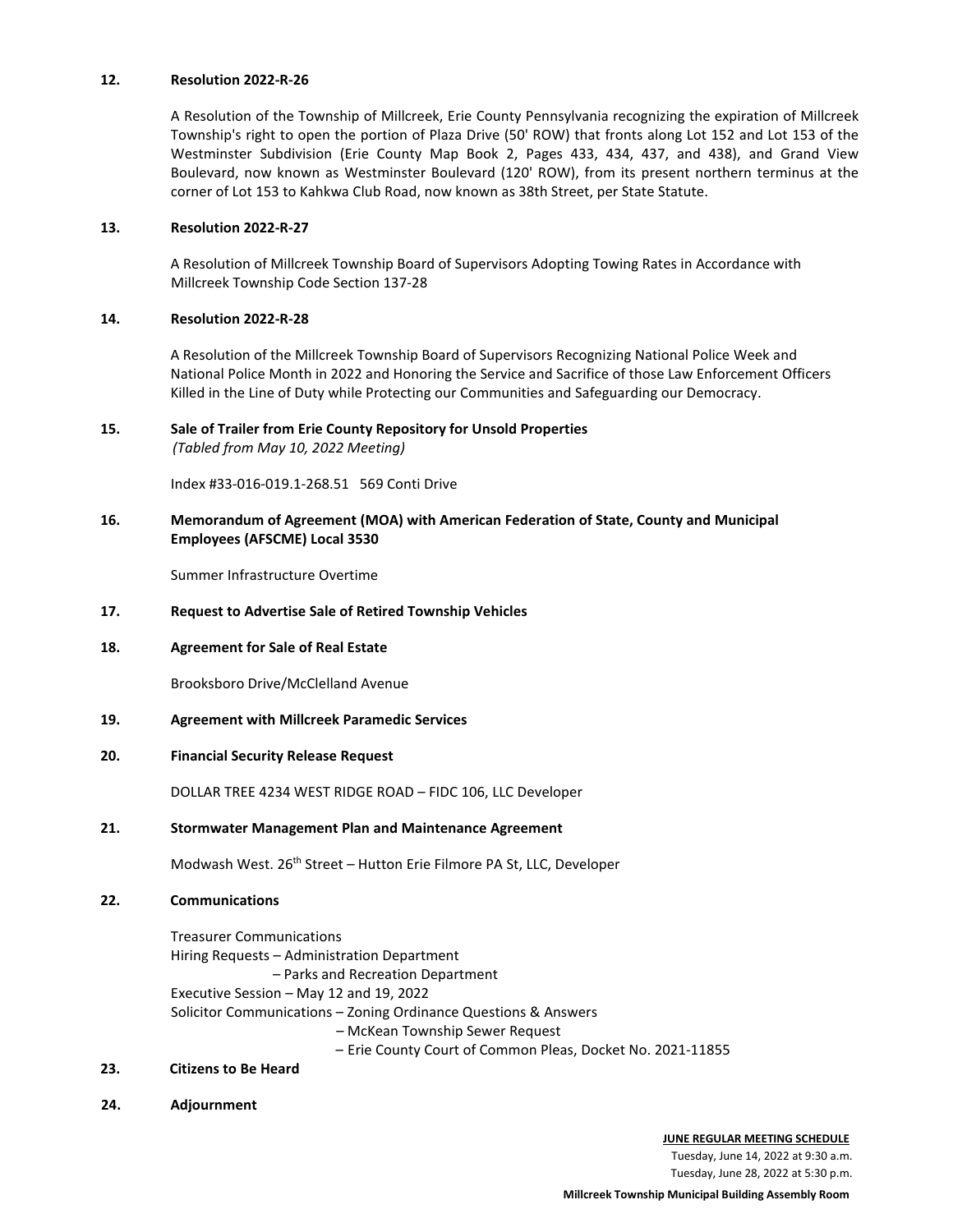**12. Resolution 2022-R-26**

A Resolution of the Township of Millcreek, Erie County Pennsylvania recognizing the expiration of Millcreek Township's right to open the portion of Plaza Drive (50' ROW) that fronts along Lot 152 and Lot 153 of the Westminster Subdivision (Erie County Map Book 2, Pages 433, 434, 437, and 438), and Grand View Boulevard, now known as Westminster Boulevard (120' ROW), from its present northern terminus at the corner of Lot 153 to Kahkwa Club Road, now known as 38th Street, per State Statute.

**13. Resolution 2022-R-27**

A Resolution of Millcreek Township Board of Supervisors Adopting Towing Rates in Accordance with Millcreek Township Code Section 137-28

**14. Resolution 2022-R-28**

A Resolution of the Millcreek Township Board of Supervisors Recognizing National Police Week and National Police Month in 2022 and Honoring the Service and Sacrifice of those Law Enforcement Officers Killed in the Line of Duty while Protecting our Communities and Safeguarding our Democracy.

**15. Sale of Trailer from Erie County Repository for Unsold Properties**
*(Tabled from May 10, 2022 Meeting)*

Index #33-016-019.1-268.51 569 Conti Drive

**16. Memorandum of Agreement (MOA) with American Federation of State, County and Municipal Employees (AFSCME) Local 3530**

Summer Infrastructure Overtime

**17. Request to Advertise Sale of Retired Township Vehicles**

**18. Agreement for Sale of Real Estate**

Brooksboro Drive/McClelland Avenue

**19. Agreement with Millcreek Paramedic Services**

**20. Financial Security Release Request**

DOLLAR TREE 4234 WEST RIDGE ROAD – FIDC 106, LLC Developer

**21. Stormwater Management Plan and Maintenance Agreement**

Modwash West. 26th Street – Hutton Erie Filmore PA St, LLC, Developer

**22. Communications**

Treasurer Communications
Hiring Requests – Administration Department
– Parks and Recreation Department
Executive Session – May 12 and 19, 2022
Solicitor Communications – Zoning Ordinance Questions & Answers
– McKean Township Sewer Request
– Erie County Court of Common Pleas, Docket No. 2021-11855

**23. Citizens to Be Heard**

**24. Adjournment**

**JUNE REGULAR MEETING SCHEDULE**
Tuesday, June 14, 2022 at 9:30 a.m.
Tuesday, June 28, 2022 at 5:30 p.m.

**Millcreek Township Municipal Building Assembly Room**